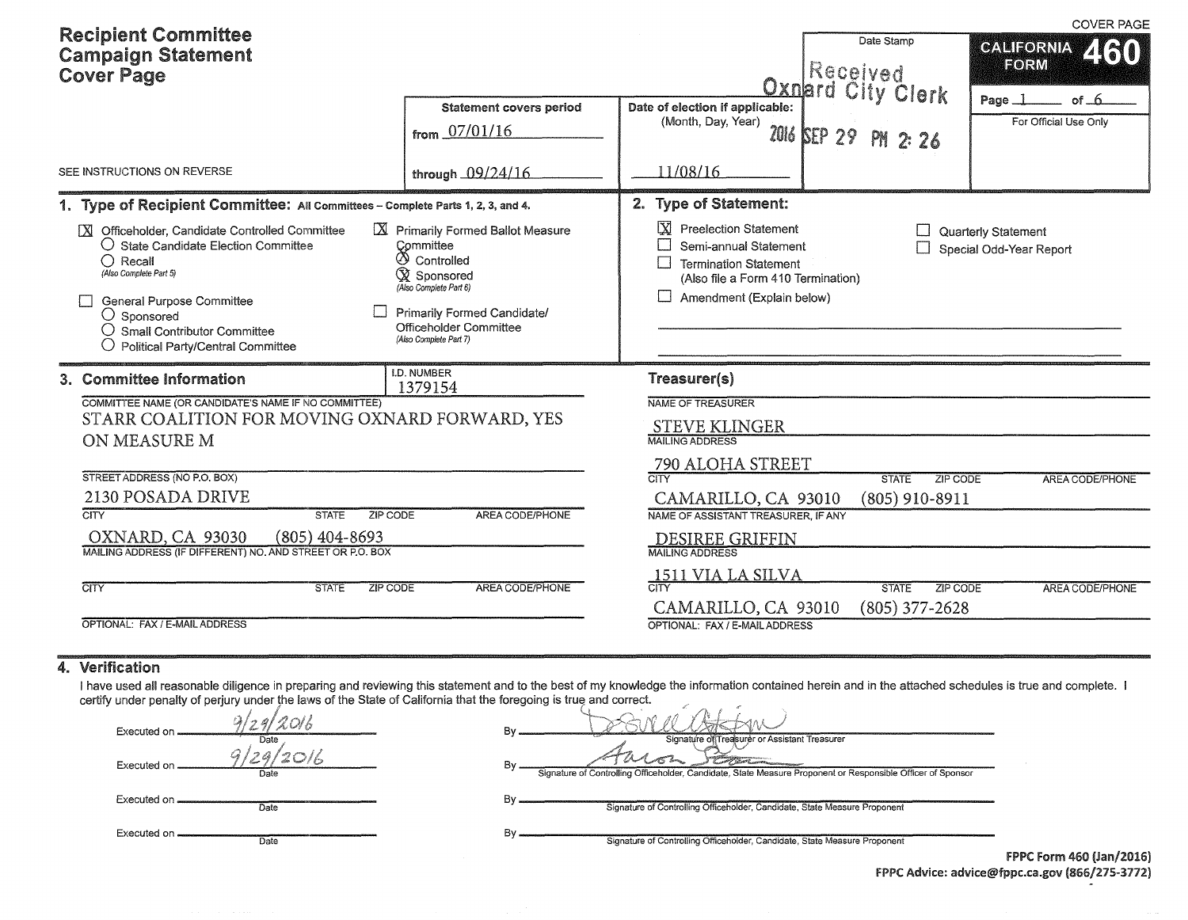# Recipient Committee Campaign Statement Cover Page

COVER PAGE

**CALIFORNIA FORM 460**

Page 1 of 6

For Official Use Only

SEE INSTRUCTIONS ON REVERSE

| Statement covers period | Date of election if applicable: (Month, Day, Year) | Date Stamp |
|---|---|---|
| from 07/01/16 | 11/08/16 | Received Oxnard City Clerk 2016 SEP 29 PM 2:26 |
| through 09/24/16 | | |

## 1. Type of Recipient Committee: All Committees – Complete Parts 1, 2, 3, and 4.

- [X] Officeholder, Candidate Controlled Committee
  - ○ State Candidate Election Committee
  - ○ Recall (Also Complete Part 5)
- [ ] General Purpose Committee
  - ○ Sponsored
  - ○ Small Contributor Committee
  - ○ Political Party/Central Committee
- [X] Primarily Formed Ballot Measure Committee
  - ⊗ Controlled
  - ⊗ Sponsored (Also Complete Part 6)
- [ ] Primarily Formed Candidate/Officeholder Committee (Also Complete Part 7)

## 2. Type of Statement:

- [X] Preelection Statement
- [ ] Semi-annual Statement
- [ ] Termination Statement (Also file a Form 410 Termination)
- [ ] Amendment (Explain below)
- [ ] Quarterly Statement
- [ ] Special Odd-Year Report

## 3. Committee Information

I.D. NUMBER: 1379154

COMMITTEE NAME (OR CANDIDATE'S NAME IF NO COMMITTEE): STARR COALITION FOR MOVING OXNARD FORWARD, YES ON MEASURE M

STREET ADDRESS (NO P.O. BOX): 2130 POSADA DRIVE

CITY / STATE / ZIP CODE / AREA CODE/PHONE: OXNARD, CA 93030 (805) 404-8693

MAILING ADDRESS (IF DIFFERENT) NO. AND STREET OR P.O. BOX:

CITY / STATE / ZIP CODE / AREA CODE/PHONE:

OPTIONAL: FAX / E-MAIL ADDRESS

### Treasurer(s)

NAME OF TREASURER: STEVE KLINGER

MAILING ADDRESS: 790 ALOHA STREET

CITY / STATE / ZIP CODE / AREA CODE/PHONE: CAMARILLO, CA 93010 (805) 910-8911

NAME OF ASSISTANT TREASURER, IF ANY: DESIREE GRIFFIN

MAILING ADDRESS: 1511 VIA LA SILVA

CITY / STATE / ZIP CODE / AREA CODE/PHONE: CAMARILLO, CA 93010 (805) 377-2628

OPTIONAL: FAX / E-MAIL ADDRESS

## 4. Verification

I have used all reasonable diligence in preparing and reviewing this statement and to the best of my knowledge the information contained herein and in the attached schedules is true and complete. I certify under penalty of perjury under the laws of the State of California that the foregoing is true and correct.

Executed on 9/29/2016 By [signature] — Signature of Treasurer or Assistant Treasurer

Executed on 9/29/2016 By [signature] — Signature of Controlling Officeholder, Candidate, State Measure Proponent or Responsible Officer of Sponsor

Executed on ______ By ______ — Signature of Controlling Officeholder, Candidate, State Measure Proponent

Executed on ______ By ______ — Signature of Controlling Officeholder, Candidate, State Measure Proponent

FPPC Form 460 (Jan/2016)
FPPC Advice: advice@fppc.ca.gov (866/275-3772)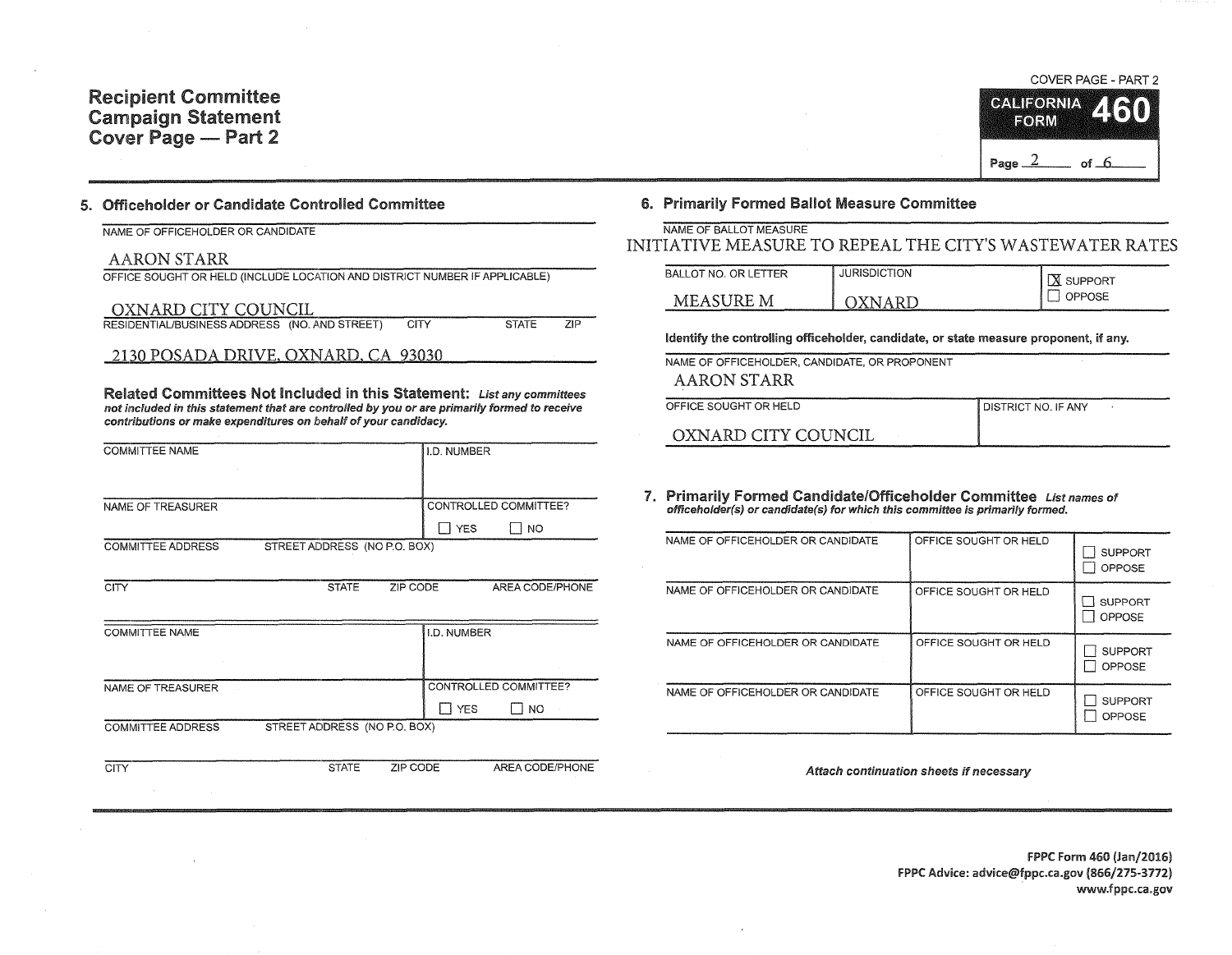# Recipient Committee Campaign Statement Cover Page — Part 2

COVER PAGE - PART 2

**CALIFORNIA FORM 460**

## 5. Officeholder or Candidate Controlled Committee

NAME OF OFFICEHOLDER OR CANDIDATE

AARON STARR

OFFICE SOUGHT OR HELD (INCLUDE LOCATION AND DISTRICT NUMBER IF APPLICABLE)

OXNARD CITY COUNCIL

RESIDENTIAL/BUSINESS ADDRESS (NO. AND STREET) CITY STATE ZIP

2130 POSADA DRIVE, OXNARD, CA 93030

**Related Committees Not Included in this Statement:** *List any committees not included in this statement that are controlled by you or are primarily formed to receive contributions or make expenditures on behalf of your candidacy.*

| COMMITTEE NAME | | | I.D. NUMBER |
|---|---|---|---|
| NAME OF TREASURER | | | CONTROLLED COMMITTEE? ☐ YES ☐ NO |
| COMMITTEE ADDRESS | STREET ADDRESS (NO P.O. BOX) | | |
| CITY | STATE | ZIP CODE | AREA CODE/PHONE |

| COMMITTEE NAME | | | I.D. NUMBER |
|---|---|---|---|
| NAME OF TREASURER | | | CONTROLLED COMMITTEE? ☐ YES ☐ NO |
| COMMITTEE ADDRESS | STREET ADDRESS (NO P.O. BOX) | | |
| CITY | STATE | ZIP CODE | AREA CODE/PHONE |

## 6. Primarily Formed Ballot Measure Committee

NAME OF BALLOT MEASURE

INITIATIVE MEASURE TO REPEAL THE CITY'S WASTEWATER RATES

| BALLOT NO. OR LETTER | JURISDICTION | |
|---|---|---|
| MEASURE M | OXNARD | ☒ SUPPORT ☐ OPPOSE |

**Identify the controlling officeholder, candidate, or state measure proponent, if any.**

NAME OF OFFICEHOLDER, CANDIDATE, OR PROPONENT

AARON STARR

| OFFICE SOUGHT OR HELD | DISTRICT NO. IF ANY |
|---|---|
| OXNARD CITY COUNCIL | |

## 7. Primarily Formed Candidate/Officeholder Committee

*List names of officeholder(s) or candidate(s) for which this committee is primarily formed.*

| NAME OF OFFICEHOLDER OR CANDIDATE | OFFICE SOUGHT OR HELD | |
|---|---|---|
| | | ☐ SUPPORT ☐ OPPOSE |
| | | ☐ SUPPORT ☐ OPPOSE |
| | | ☐ SUPPORT ☐ OPPOSE |
| | | ☐ SUPPORT ☐ OPPOSE |

*Attach continuation sheets if necessary*

FPPC Form 460 (Jan/2016)
FPPC Advice: advice@fppc.ca.gov (866/275-3772)
www.fppc.ca.gov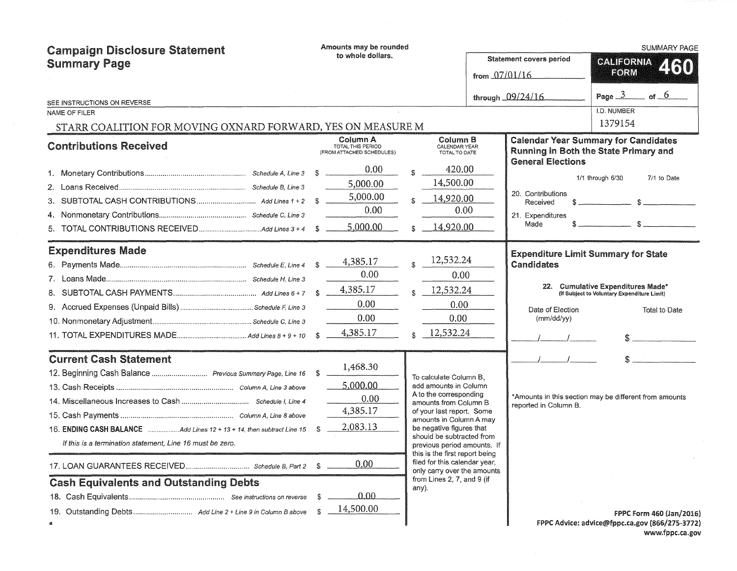# Campaign Disclosure Statement Summary Page

Amounts may be rounded to whole dollars.

SUMMARY PAGE

**CALIFORNIA FORM 460**

Statement covers period from 07/01/16 through 09/24/16

Page 3 of 6

SEE INSTRUCTIONS ON REVERSE

NAME OF FILER: STARR COALITION FOR MOVING OXNARD FORWARD, YES ON MEASURE M

I.D. NUMBER: 1379154

## Contributions Received

| | | Column A TOTAL THIS PERIOD (FROM ATTACHED SCHEDULES) | Column B CALENDAR YEAR TOTAL TO DATE |
|---|---|---|---|
| 1. Monetary Contributions | Schedule A, Line 3 | $ 0.00 | $ 420.00 |
| 2. Loans Received | Schedule B, Line 3 | 5,000.00 | 14,500.00 |
| 3. SUBTOTAL CASH CONTRIBUTIONS | Add Lines 1 + 2 | $ 5,000.00 | $ 14,920.00 |
| 4. Nonmonetary Contributions | Schedule C, Line 3 | 0.00 | 0.00 |
| 5. TOTAL CONTRIBUTIONS RECEIVED | Add Lines 3 + 4 | $ 5,000.00 | $ 14,920.00 |

## Expenditures Made

| | | Column A | Column B |
|---|---|---|---|
| 6. Payments Made | Schedule E, Line 4 | $ 4,385.17 | $ 12,532.24 |
| 7. Loans Made | Schedule H, Line 3 | 0.00 | 0.00 |
| 8. SUBTOTAL CASH PAYMENTS | Add Lines 6 + 7 | $ 4,385.17 | $ 12,532.24 |
| 9. Accrued Expenses (Unpaid Bills) | Schedule F, Line 3 | 0.00 | 0.00 |
| 10. Nonmonetary Adjustment | Schedule C, Line 3 | 0.00 | 0.00 |
| 11. TOTAL EXPENDITURES MADE | Add Lines 8 + 9 + 10 | $ 4,385.17 | $ 12,532.24 |

## Current Cash Statement

| | | |
|---|---|---|
| 12. Beginning Cash Balance | Previous Summary Page, Line 16 | $ 1,468.30 |
| 13. Cash Receipts | Column A, Line 3 above | 5,000.00 |
| 14. Miscellaneous Increases to Cash | Schedule I, Line 4 | 0.00 |
| 15. Cash Payments | Column A, Line 8 above | 4,385.17 |
| 16. **ENDING CASH BALANCE** | Add Lines 12 + 13 + 14, then subtract Line 15 | $ 2,083.13 |

*If this is a termination statement, Line 16 must be zero.*

| | | |
|---|---|---|
| 17. LOAN GUARANTEES RECEIVED | Schedule B, Part 2 | $ 0.00 |

## Cash Equivalents and Outstanding Debts

| | | |
|---|---|---|
| 18. Cash Equivalents | See instructions on reverse | $ 0.00 |
| 19. Outstanding Debts | Add Line 2 + Line 9 in Column B above | $ 14,500.00 |

To calculate Column B, add amounts in Column A to the corresponding amounts from Column B of your last report. Some amounts in Column A may be negative figures that should be subtracted from previous period amounts. If this is the first report being filed for this calendar year, only carry over the amounts from Lines 2, 7, and 9 (if any).

## Calendar Year Summary for Candidates Running in Both the State Primary and General Elections

| | 1/1 through 6/30 | 7/1 to Date |
|---|---|---|
| 20. Contributions Received | $ | $ |
| 21. Expenditures Made | $ | $ |

## Expenditure Limit Summary for State Candidates

22. Cumulative Expenditures Made* (If Subject to Voluntary Expenditure Limit)

| Date of Election (mm/dd/yy) | Total to Date |
|---|---|
| / / | $ |
| / / | $ |

*Amounts in this section may be different from amounts reported in Column B.

FPPC Form 460 (Jan/2016)
FPPC Advice: advice@fppc.ca.gov (866/275-3772)
www.fppc.ca.gov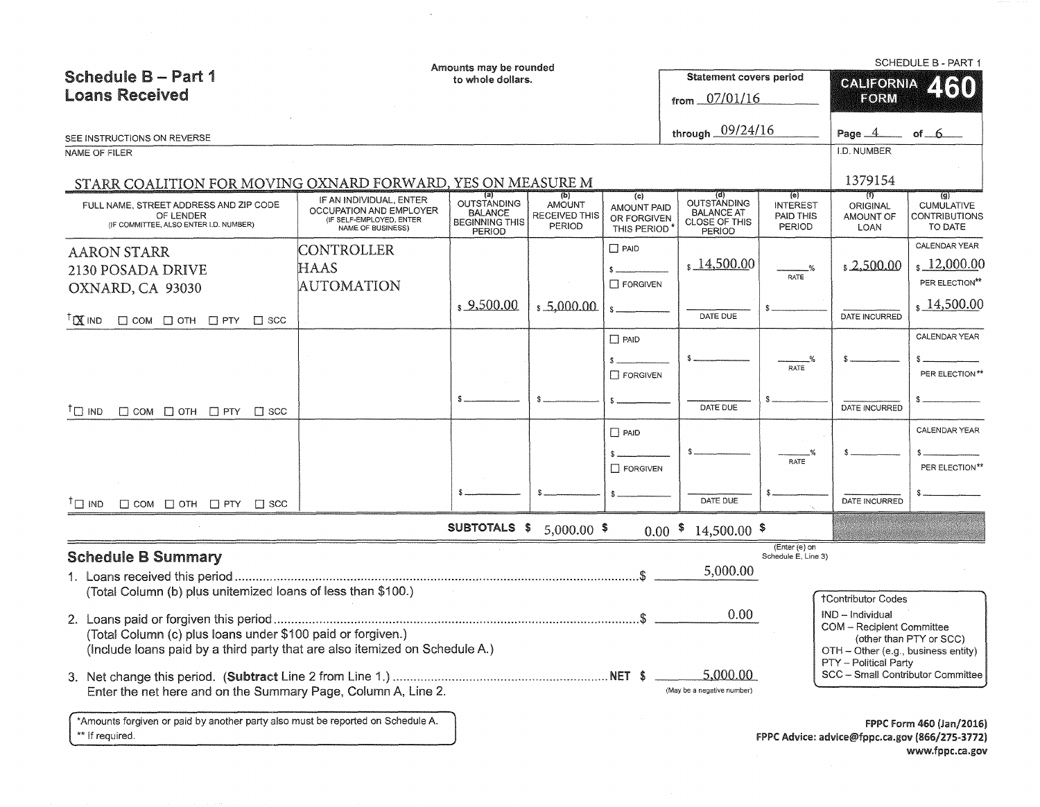# Schedule B – Part 1
## Loans Received

Amounts may be rounded to whole dollars.

SCHEDULE B - PART 1

**CALIFORNIA FORM 460**

Statement covers period from 07/01/16 through 09/24/16

SEE INSTRUCTIONS ON REVERSE

NAME OF FILER: STARR COALITION FOR MOVING OXNARD FORWARD, YES ON MEASURE M

I.D. NUMBER: 1379154

| FULL NAME, STREET ADDRESS AND ZIP CODE OF LENDER (IF COMMITTEE, ALSO ENTER I.D. NUMBER) | IF AN INDIVIDUAL, ENTER OCCUPATION AND EMPLOYER (IF SELF-EMPLOYED, ENTER NAME OF BUSINESS) | (a) OUTSTANDING BALANCE BEGINNING THIS PERIOD | (b) AMOUNT RECEIVED THIS PERIOD | (c) AMOUNT PAID OR FORGIVEN THIS PERIOD* | (d) OUTSTANDING BALANCE AT CLOSE OF THIS PERIOD | (e) INTEREST PAID THIS PERIOD | (f) ORIGINAL AMOUNT OF LOAN | (g) CUMULATIVE CONTRIBUTIONS TO DATE |
|---|---|---|---|---|---|---|---|---|
| AARON STARR<br>2130 POSADA DRIVE<br>OXNARD, CA 93030<br>†[X] IND [ ] COM [ ] OTH [ ] PTY [ ] SCC | CONTROLLER<br>HAAS<br>AUTOMATION | $ 9,500.00 | $ 5,000.00 | [ ] PAID<br>$<br>[ ] FORGIVEN<br>$ | $ 14,500.00<br>DATE DUE | ___% RATE<br>$ | $ 2,500.00<br>DATE INCURRED | CALENDAR YEAR $ 12,000.00<br>PER ELECTION** $ 14,500.00 |
| †[ ] IND [ ] COM [ ] OTH [ ] PTY [ ] SCC | | $ | $ | [ ] PAID<br>$<br>[ ] FORGIVEN<br>$ | $<br>DATE DUE | ___% RATE<br>$ | $<br>DATE INCURRED | CALENDAR YEAR $<br>PER ELECTION** $ |
| †[ ] IND [ ] COM [ ] OTH [ ] PTY [ ] SCC | | $ | $ | [ ] PAID<br>$<br>[ ] FORGIVEN<br>$ | $<br>DATE DUE | ___% RATE<br>$ | $<br>DATE INCURRED | CALENDAR YEAR $<br>PER ELECTION** $ |
| | | **SUBTOTALS** | $ 5,000.00 | $ 0.00 | $ 14,500.00 | $ (Enter (e) on Schedule E, Line 3) | | |

## Schedule B Summary

1. Loans received this period ........ $ 5,000.00
   (Total Column (b) plus unitemized loans of less than $100.)
2. Loans paid or forgiven this period ........ $ 0.00
   (Total Column (c) plus loans under $100 paid or forgiven.)
   (Include loans paid by a third party that are also itemized on Schedule A.)
3. Net change this period. (**Subtract** Line 2 from Line 1.) ........ NET $ 5,000.00 (May be a negative number)
   Enter the net here and on the Summary Page, Column A, Line 2.

†Contributor Codes
- IND – Individual
- COM – Recipient Committee (other than PTY or SCC)
- OTH – Other (e.g., business entity)
- PTY – Political Party
- SCC – Small Contributor Committee

*Amounts forgiven or paid by another party also must be reported on Schedule A.
** If required.

FPPC Form 460 (Jan/2016)
FPPC Advice: advice@fppc.ca.gov (866/275-3772)
www.fppc.ca.gov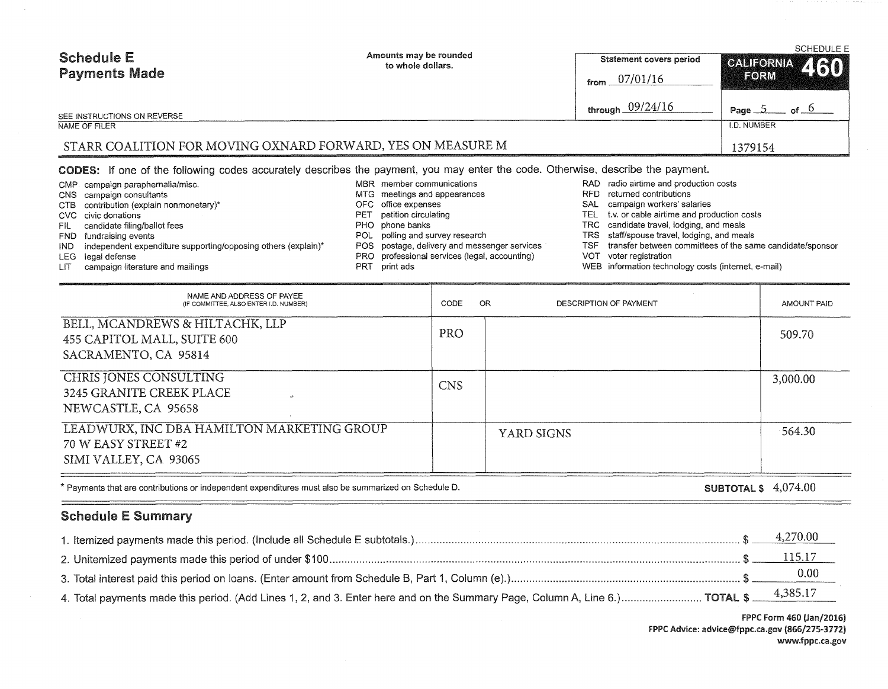# Schedule E
## Payments Made

Amounts may be rounded to whole dollars.

SEE INSTRUCTIONS ON REVERSE

| Statement covers period | |
|---|---|
| from 07/01/16 | |
| through 09/24/16 | Page 5 of 6 |

SCHEDULE E — CALIFORNIA FORM 460

NAME OF FILER: STARR COALITION FOR MOVING OXNARD FORWARD, YES ON MEASURE M

I.D. NUMBER: 1379154

**CODES:** If one of the following codes accurately describes the payment, you may enter the code. Otherwise, describe the payment.

- CMP campaign paraphernalia/misc.
- CNS campaign consultants
- CTB contribution (explain nonmonetary)*
- CVC civic donations
- FIL candidate filing/ballot fees
- FND fundraising events
- IND independent expenditure supporting/opposing others (explain)*
- LEG legal defense
- LIT campaign literature and mailings
- MBR member communications
- MTG meetings and appearances
- OFC office expenses
- PET petition circulating
- PHO phone banks
- POL polling and survey research
- POS postage, delivery and messenger services
- PRO professional services (legal, accounting)
- PRT print ads
- RAD radio airtime and production costs
- RFD returned contributions
- SAL campaign workers' salaries
- TEL t.v. or cable airtime and production costs
- TRC candidate travel, lodging, and meals
- TRS staff/spouse travel, lodging, and meals
- TSF transfer between committees of the same candidate/sponsor
- VOT voter registration
- WEB information technology costs (internet, e-mail)

| NAME AND ADDRESS OF PAYEE (IF COMMITTEE, ALSO ENTER I.D. NUMBER) | CODE | OR DESCRIPTION OF PAYMENT | AMOUNT PAID |
|---|---|---|---|
| BELL, MCANDREWS & HILTACHK, LLP<br>455 CAPITOL MALL, SUITE 600<br>SACRAMENTO, CA 95814 | PRO | | 509.70 |
| CHRIS JONES CONSULTING<br>3245 GRANITE CREEK PLACE<br>NEWCASTLE, CA 95658 | CNS | | 3,000.00 |
| LEADWURX, INC DBA HAMILTON MARKETING GROUP<br>70 W EASY STREET #2<br>SIMI VALLEY, CA 93065 | | YARD SIGNS | 564.30 |

* Payments that are contributions or independent expenditures must also be summarized on Schedule D.

**SUBTOTAL $** 4,074.00

## Schedule E Summary

1. Itemized payments made this period. (Include all Schedule E subtotals.) $ 4,270.00
2. Unitemized payments made this period of under $100 $ 115.17
3. Total interest paid this period on loans. (Enter amount from Schedule B, Part 1, Column (e).) $ 0.00
4. Total payments made this period. (Add Lines 1, 2, and 3. Enter here and on the Summary Page, Column A, Line 6.) **TOTAL $** 4,385.17

FPPC Form 460 (Jan/2016)
FPPC Advice: advice@fppc.ca.gov (866/275-3772)
www.fppc.ca.gov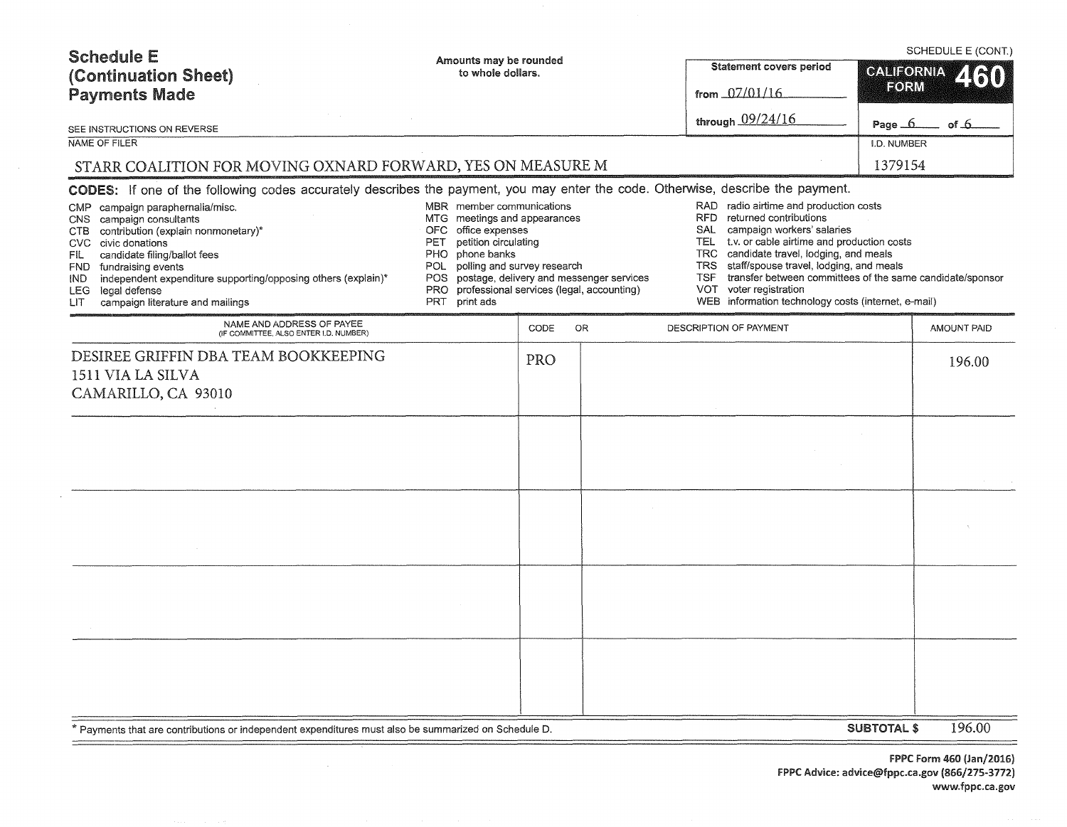# Schedule E (Continuation Sheet) Payments Made

SCHEDULE E (CONT.)

Amounts may be rounded to whole dollars.

Statement covers period from 07/01/16 through 09/24/16

CALIFORNIA FORM 460

Page 6 of 6

SEE INSTRUCTIONS ON REVERSE

NAME OF FILER: STARR COALITION FOR MOVING OXNARD FORWARD, YES ON MEASURE M

I.D. NUMBER: 1379154

**CODES:** If one of the following codes accurately describes the payment, you may enter the code. Otherwise, describe the payment.

- CMP campaign paraphernalia/misc.
- CNS campaign consultants
- CTB contribution (explain nonmonetary)*
- CVC civic donations
- FIL candidate filing/ballot fees
- FND fundraising events
- IND independent expenditure supporting/opposing others (explain)*
- LEG legal defense
- LIT campaign literature and mailings
- MBR member communications
- MTG meetings and appearances
- OFC office expenses
- PET petition circulating
- PHO phone banks
- POL polling and survey research
- POS postage, delivery and messenger services
- PRO professional services (legal, accounting)
- PRT print ads
- RAD radio airtime and production costs
- RFD returned contributions
- SAL campaign workers' salaries
- TEL t.v. or cable airtime and production costs
- TRC candidate travel, lodging, and meals
- TRS staff/spouse travel, lodging, and meals
- TSF transfer between committees of the same candidate/sponsor
- VOT voter registration
- WEB information technology costs (internet, e-mail)

| NAME AND ADDRESS OF PAYEE (IF COMMITTEE, ALSO ENTER I.D. NUMBER) | CODE | OR DESCRIPTION OF PAYMENT | AMOUNT PAID |
|---|---|---|---|
| DESIREE GRIFFIN DBA TEAM BOOKKEEPING<br>1511 VIA LA SILVA<br>CAMARILLO, CA 93010 | PRO | | 196.00 |
| | | | |
| | | | |
| | | | |
| | | | |

* Payments that are contributions or independent expenditures must also be summarized on Schedule D.

**SUBTOTAL $** 196.00

FPPC Form 460 (Jan/2016)
FPPC Advice: advice@fppc.ca.gov (866/275-3772)
www.fppc.ca.gov